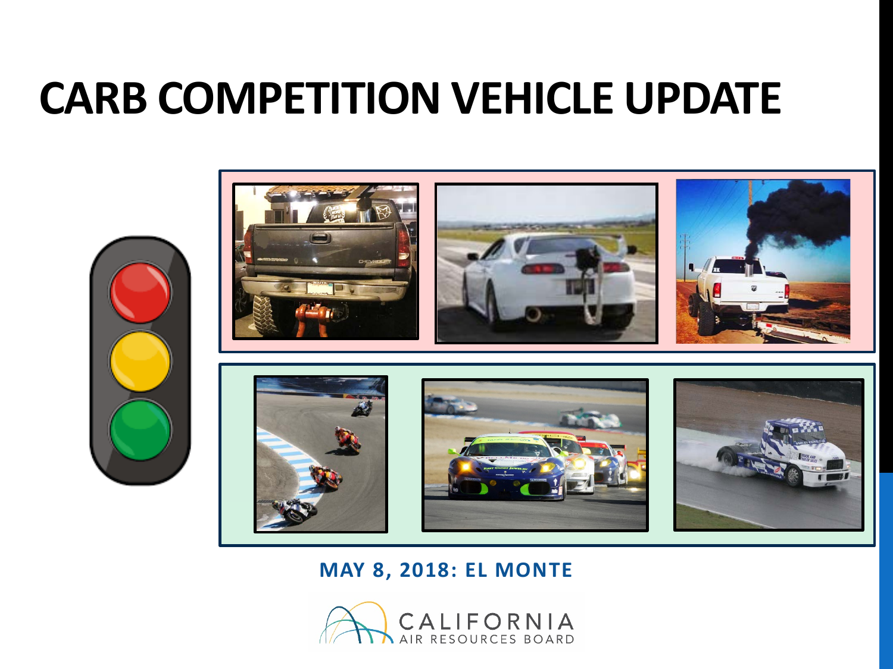# CARB COMPETITION VEHICLE UPDATE

**MAY 8, 2018: EL MONTE**

CALIFORNIA AIR RESOURCES BOARD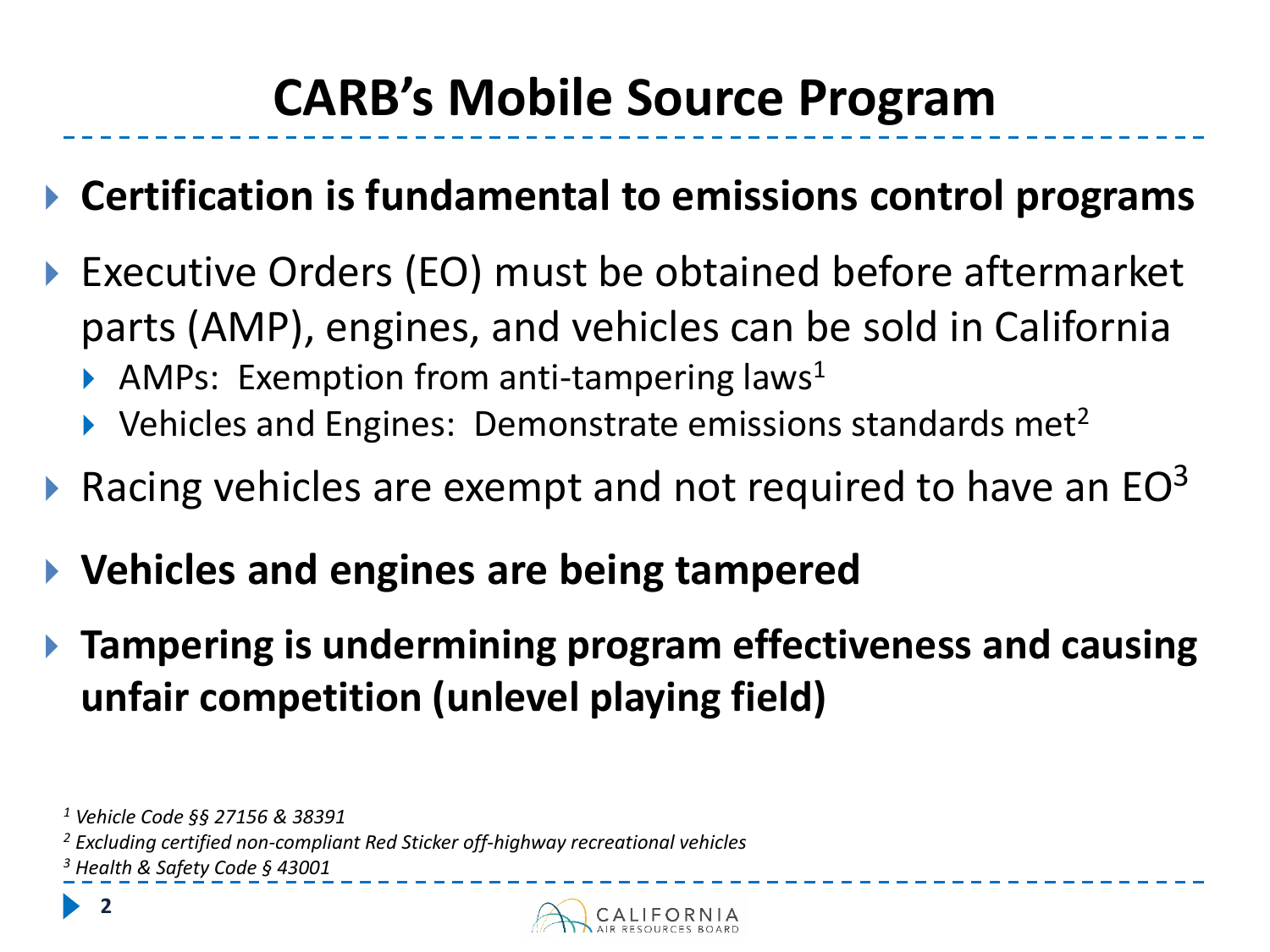# CARB's Mobile Source Program

- **Certification is fundamental to emissions control programs**
- Executive Orders (EO) must be obtained before aftermarket parts (AMP), engines, and vehicles can be sold in California
  - AMPs: Exemption from anti-tampering laws[1]
  - Vehicles and Engines: Demonstrate emissions standards met[2]
- Racing vehicles are exempt and not required to have an EO[3]
- **Vehicles and engines are being tampered**
- **Tampering is undermining program effectiveness and causing unfair competition (unlevel playing field)**

*[1] Vehicle Code §§ 27156 & 38391*
*[2] Excluding certified non-compliant Red Sticker off-highway recreational vehicles*
*[3] Health & Safety Code § 43001*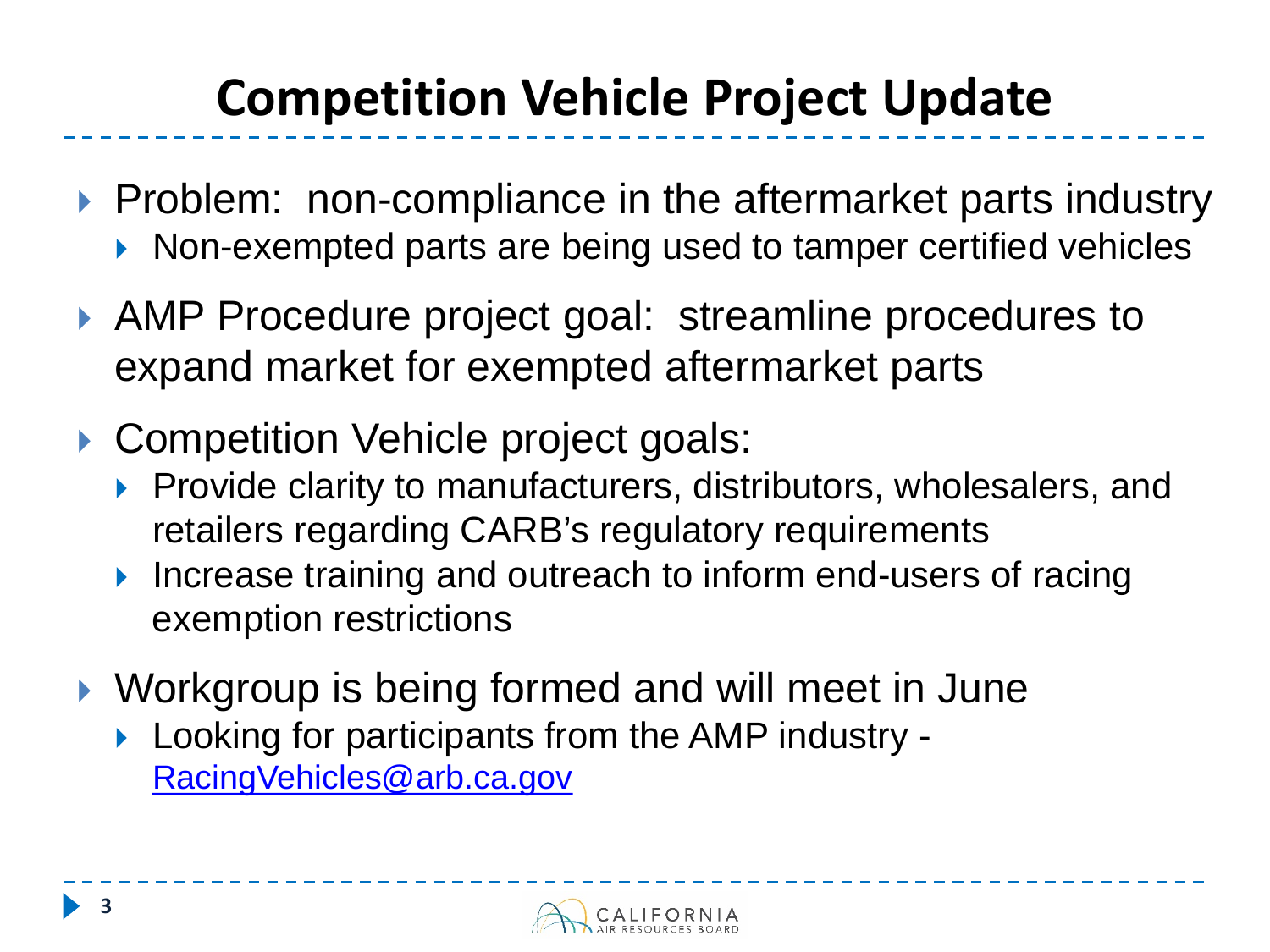# Competition Vehicle Project Update

- Problem: non-compliance in the aftermarket parts industry
  - Non-exempted parts are being used to tamper certified vehicles
- AMP Procedure project goal: streamline procedures to expand market for exempted aftermarket parts
- Competition Vehicle project goals:
  - Provide clarity to manufacturers, distributors, wholesalers, and retailers regarding CARB's regulatory requirements
  - Increase training and outreach to inform end-users of racing exemption restrictions
- Workgroup is being formed and will meet in June
  - Looking for participants from the AMP industry - RacingVehicles@arb.ca.gov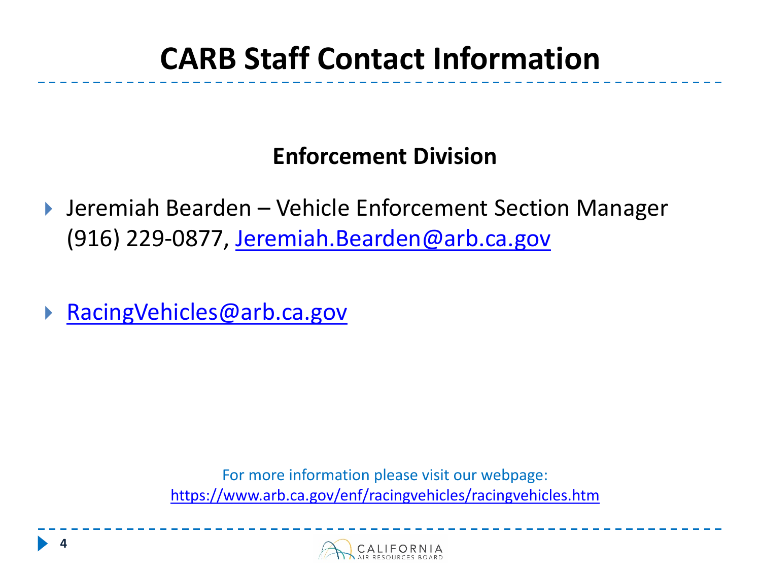# CARB Staff Contact Information

## Enforcement Division

- Jeremiah Bearden – Vehicle Enforcement Section Manager (916) 229-0877, Jeremiah.Bearden@arb.ca.gov

- RacingVehicles@arb.ca.gov

For more information please visit our webpage: https://www.arb.ca.gov/enf/racingvehicles/racingvehicles.htm